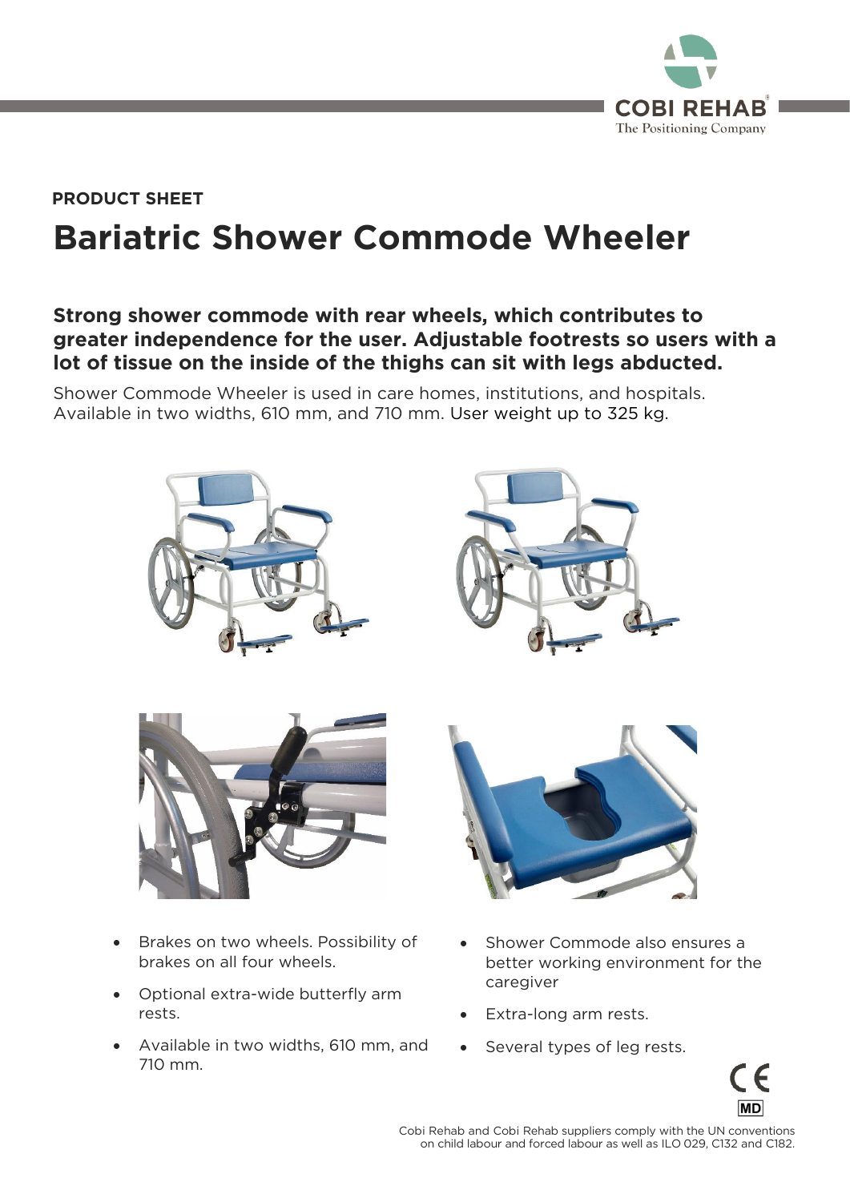**PRODUCT SHEET**

# Bariatric Shower Commode Wheeler

**Strong shower commode with rear wheels, which contributes to greater independence for the user. Adjustable footrests so users with a lot of tissue on the inside of the thighs can sit with legs abducted.**

Shower Commode Wheeler is used in care homes, institutions, and hospitals. Available in two widths, 610 mm, and 710 mm. User weight up to 325 kg.

- Brakes on two wheels. Possibility of brakes on all four wheels.
- Optional extra-wide butterfly arm rests.
- Available in two widths, 610 mm, and 710 mm.
- Shower Commode also ensures a better working environment for the caregiver
- Extra-long arm rests.
- Several types of leg rests.

Cobi Rehab and Cobi Rehab suppliers comply with the UN conventions on child labour and forced labour as well as ILO 029, C132 and C182.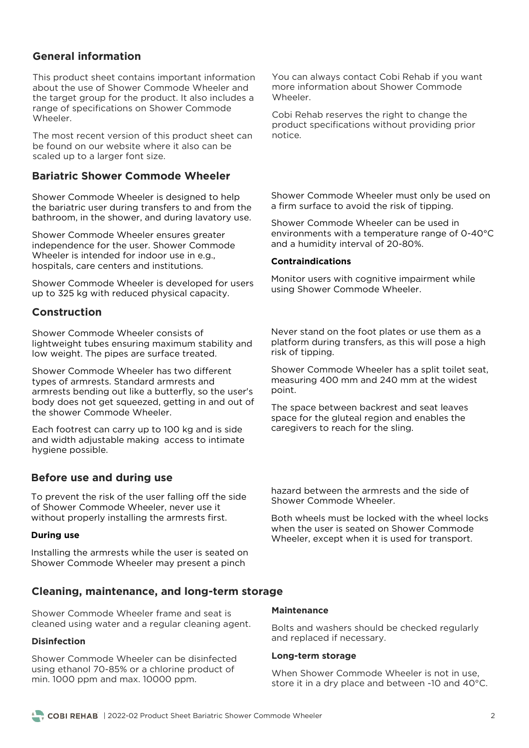## General information

This product sheet contains important information about the use of Shower Commode Wheeler and the target group for the product. It also includes a range of specifications on Shower Commode Wheeler.

The most recent version of this product sheet can be found on our website where it also can be scaled up to a larger font size.

You can always contact Cobi Rehab if you want more information about Shower Commode Wheeler.

Cobi Rehab reserves the right to change the product specifications without providing prior notice.

## Bariatric Shower Commode Wheeler

Shower Commode Wheeler is designed to help the bariatric user during transfers to and from the bathroom, in the shower, and during lavatory use.

Shower Commode Wheeler ensures greater independence for the user. Shower Commode Wheeler is intended for indoor use in e.g., hospitals, care centers and institutions.

Shower Commode Wheeler is developed for users up to 325 kg with reduced physical capacity.

Shower Commode Wheeler must only be used on a firm surface to avoid the risk of tipping.

Shower Commode Wheeler can be used in environments with a temperature range of 0-40°C and a humidity interval of 20-80%.

#### Contraindications

Monitor users with cognitive impairment while using Shower Commode Wheeler.

## Construction

Shower Commode Wheeler consists of lightweight tubes ensuring maximum stability and low weight. The pipes are surface treated.

Shower Commode Wheeler has two different types of armrests. Standard armrests and armrests bending out like a butterfly, so the user's body does not get squeezed, getting in and out of the shower Commode Wheeler.

Each footrest can carry up to 100 kg and is side and width adjustable making access to intimate hygiene possible.

Never stand on the foot plates or use them as a platform during transfers, as this will pose a high risk of tipping.

Shower Commode Wheeler has a split toilet seat, measuring 400 mm and 240 mm at the widest point.

The space between backrest and seat leaves space for the gluteal region and enables the caregivers to reach for the sling.

## Before use and during use

To prevent the risk of the user falling off the side of Shower Commode Wheeler, never use it without properly installing the armrests first.

#### During use

Installing the armrests while the user is seated on Shower Commode Wheeler may present a pinch hazard between the armrests and the side of Shower Commode Wheeler.

Both wheels must be locked with the wheel locks when the user is seated on Shower Commode Wheeler, except when it is used for transport.

## Cleaning, maintenance, and long-term storage

Shower Commode Wheeler frame and seat is cleaned using water and a regular cleaning agent.

#### Disinfection

Shower Commode Wheeler can be disinfected using ethanol 70-85% or a chlorine product of min. 1000 ppm and max. 10000 ppm.

#### Maintenance

Bolts and washers should be checked regularly and replaced if necessary.

#### Long-term storage

When Shower Commode Wheeler is not in use, store it in a dry place and between -10 and 40°C.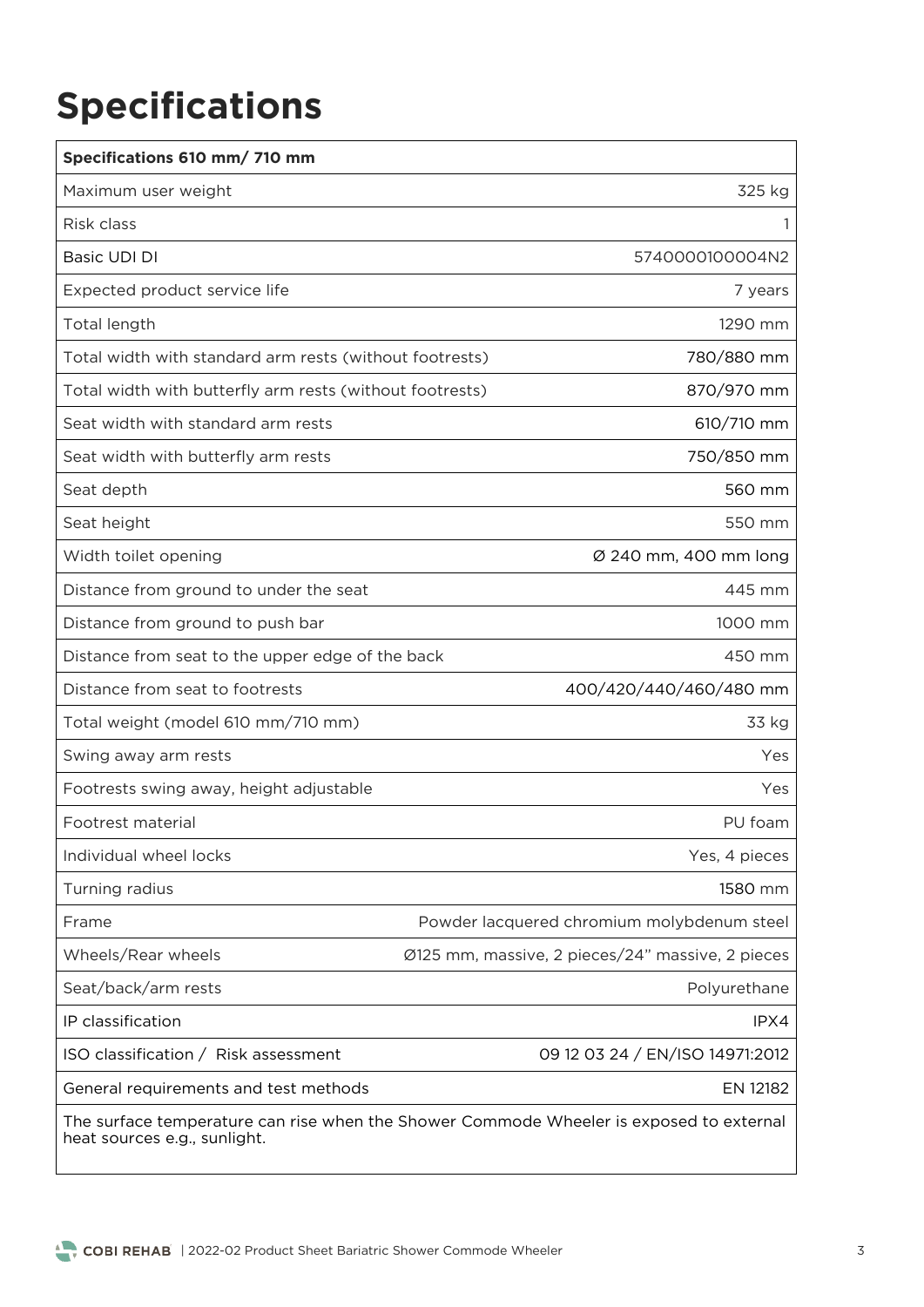# Specifications

| Specifications 610 mm/ 710 mm | |
|---|---|
| Maximum user weight | 325 kg |
| Risk class | 1 |
| Basic UDI DI | 5740000100004N2 |
| Expected product service life | 7 years |
| Total length | 1290 mm |
| Total width with standard arm rests (without footrests) | 780/880 mm |
| Total width with butterfly arm rests (without footrests) | 870/970 mm |
| Seat width with standard arm rests | 610/710 mm |
| Seat width with butterfly arm rests | 750/850 mm |
| Seat depth | 560 mm |
| Seat height | 550 mm |
| Width toilet opening | Ø 240 mm, 400 mm long |
| Distance from ground to under the seat | 445 mm |
| Distance from ground to push bar | 1000 mm |
| Distance from seat to the upper edge of the back | 450 mm |
| Distance from seat to footrests | 400/420/440/460/480 mm |
| Total weight (model 610 mm/710 mm) | 33 kg |
| Swing away arm rests | Yes |
| Footrests swing away, height adjustable | Yes |
| Footrest material | PU foam |
| Individual wheel locks | Yes, 4 pieces |
| Turning radius | 1580 mm |
| Frame | Powder lacquered chromium molybdenum steel |
| Wheels/Rear wheels | Ø125 mm, massive, 2 pieces/24" massive, 2 pieces |
| Seat/back/arm rests | Polyurethane |
| IP classification | IPX4 |
| ISO classification / Risk assessment | 09 12 03 24 / EN/ISO 14971:2012 |
| General requirements and test methods | EN 12182 |
| The surface temperature can rise when the Shower Commode Wheeler is exposed to external heat sources e.g., sunlight. | |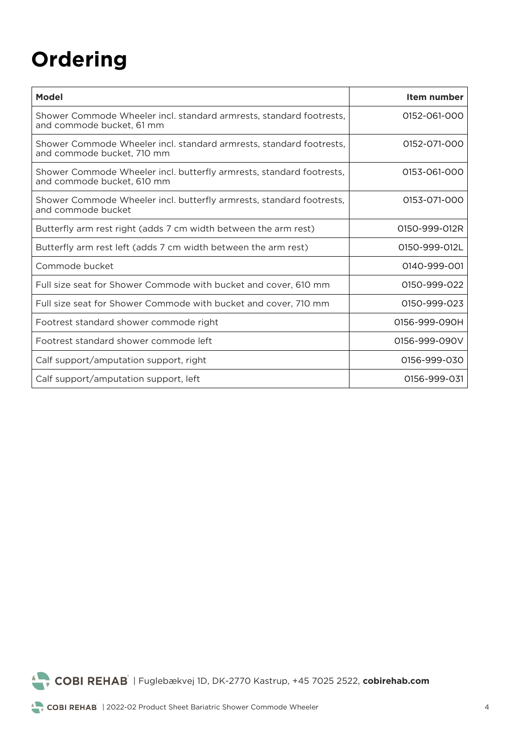# Ordering

| Model | Item number |
|---|---|
| Shower Commode Wheeler incl. standard armrests, standard footrests, and commode bucket, 61 mm | 0152-061-000 |
| Shower Commode Wheeler incl. standard armrests, standard footrests, and commode bucket, 710 mm | 0152-071-000 |
| Shower Commode Wheeler incl. butterfly armrests, standard footrests, and commode bucket, 610 mm | 0153-061-000 |
| Shower Commode Wheeler incl. butterfly armrests, standard footrests, and commode bucket | 0153-071-000 |
| Butterfly arm rest right (adds 7 cm width between the arm rest) | 0150-999-012R |
| Butterfly arm rest left (adds 7 cm width between the arm rest) | 0150-999-012L |
| Commode bucket | 0140-999-001 |
| Full size seat for Shower Commode with bucket and cover, 610 mm | 0150-999-022 |
| Full size seat for Shower Commode with bucket and cover, 710 mm | 0150-999-023 |
| Footrest standard shower commode right | 0156-999-090H |
| Footrest standard shower commode left | 0156-999-090V |
| Calf support/amputation support, right | 0156-999-030 |
| Calf support/amputation support, left | 0156-999-031 |

COBI REHAB | Fuglebækvej 1D, DK-2770 Kastrup, +45 7025 2522, **cobirehab.com**